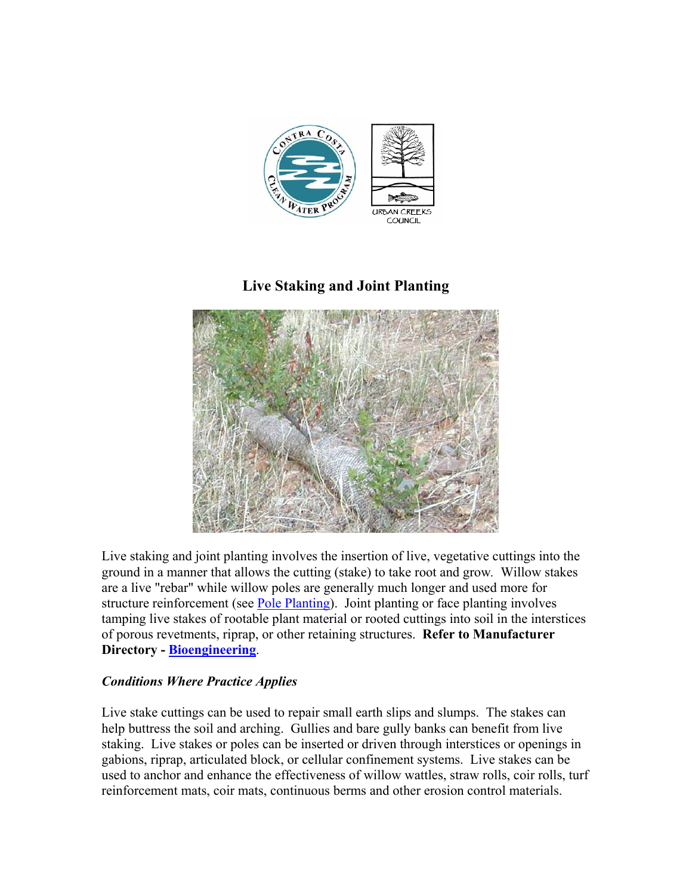# Live Staking and Joint Planting

Live staking and joint planting involves the insertion of live, vegetative cuttings into the ground in a manner that allows the cutting (stake) to take root and grow. Willow stakes are a live "rebar" while willow poles are generally much longer and used more for structure reinforcement (see Pole Planting). Joint planting or face planting involves tamping live stakes of rootable plant material or rooted cuttings into soil in the interstices of porous revetments, riprap, or other retaining structures. **Refer to Manufacturer Directory - Bioengineering**.

### *Conditions Where Practice Applies*

Live stake cuttings can be used to repair small earth slips and slumps. The stakes can help buttress the soil and arching. Gullies and bare gully banks can benefit from live staking. Live stakes or poles can be inserted or driven through interstices or openings in gabions, riprap, articulated block, or cellular confinement systems. Live stakes can be used to anchor and enhance the effectiveness of willow wattles, straw rolls, coir rolls, turf reinforcement mats, coir mats, continuous berms and other erosion control materials.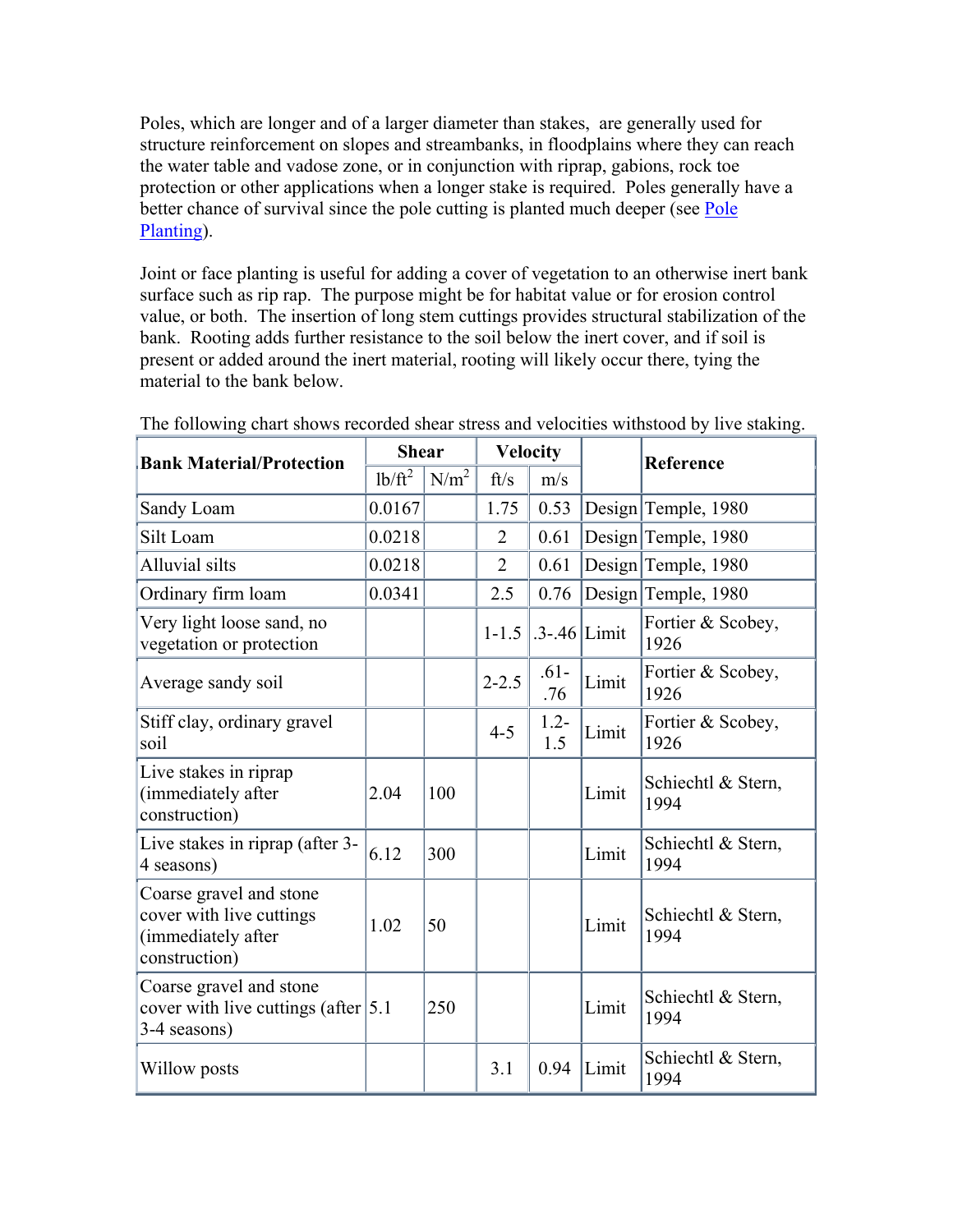Poles, which are longer and of a larger diameter than stakes, are generally used for structure reinforcement on slopes and streambanks, in floodplains where they can reach the water table and vadose zone, or in conjunction with riprap, gabions, rock toe protection or other applications when a longer stake is required. Poles generally have a better chance of survival since the pole cutting is planted much deeper (see Pole Planting).

Joint or face planting is useful for adding a cover of vegetation to an otherwise inert bank surface such as rip rap. The purpose might be for habitat value or for erosion control value, or both. The insertion of long stem cuttings provides structural stabilization of the bank. Rooting adds further resistance to the soil below the inert cover, and if soil is present or added around the inert material, rooting will likely occur there, tying the material to the bank below.

The following chart shows recorded shear stress and velocities withstood by live staking.

| Bank Material/Protection | Shear | | Velocity | | | Reference |
|---|---|---|---|---|---|---|
| | $lb/ft^2$ | $N/m^2$ | ft/s | m/s | | |
| Sandy Loam | 0.0167 | | 1.75 | 0.53 | Design | Temple, 1980 |
| Silt Loam | 0.0218 | | 2 | 0.61 | Design | Temple, 1980 |
| Alluvial silts | 0.0218 | | 2 | 0.61 | Design | Temple, 1980 |
| Ordinary firm loam | 0.0341 | | 2.5 | 0.76 | Design | Temple, 1980 |
| Very light loose sand, no vegetation or protection | | | 1-1.5 | .3-.46 | Limit | Fortier & Scobey, 1926 |
| Average sandy soil | | | 2-2.5 | .61-.76 | Limit | Fortier & Scobey, 1926 |
| Stiff clay, ordinary gravel soil | | | 4-5 | 1.2-1.5 | Limit | Fortier & Scobey, 1926 |
| Live stakes in riprap (immediately after construction) | 2.04 | 100 | | | Limit | Schiechtl & Stern, 1994 |
| Live stakes in riprap (after 3-4 seasons) | 6.12 | 300 | | | Limit | Schiechtl & Stern, 1994 |
| Coarse gravel and stone cover with live cuttings (immediately after construction) | 1.02 | 50 | | | Limit | Schiechtl & Stern, 1994 |
| Coarse gravel and stone cover with live cuttings (after 3-4 seasons) | 5.1 | 250 | | | Limit | Schiechtl & Stern, 1994 |
| Willow posts | | | 3.1 | 0.94 | Limit | Schiechtl & Stern, 1994 |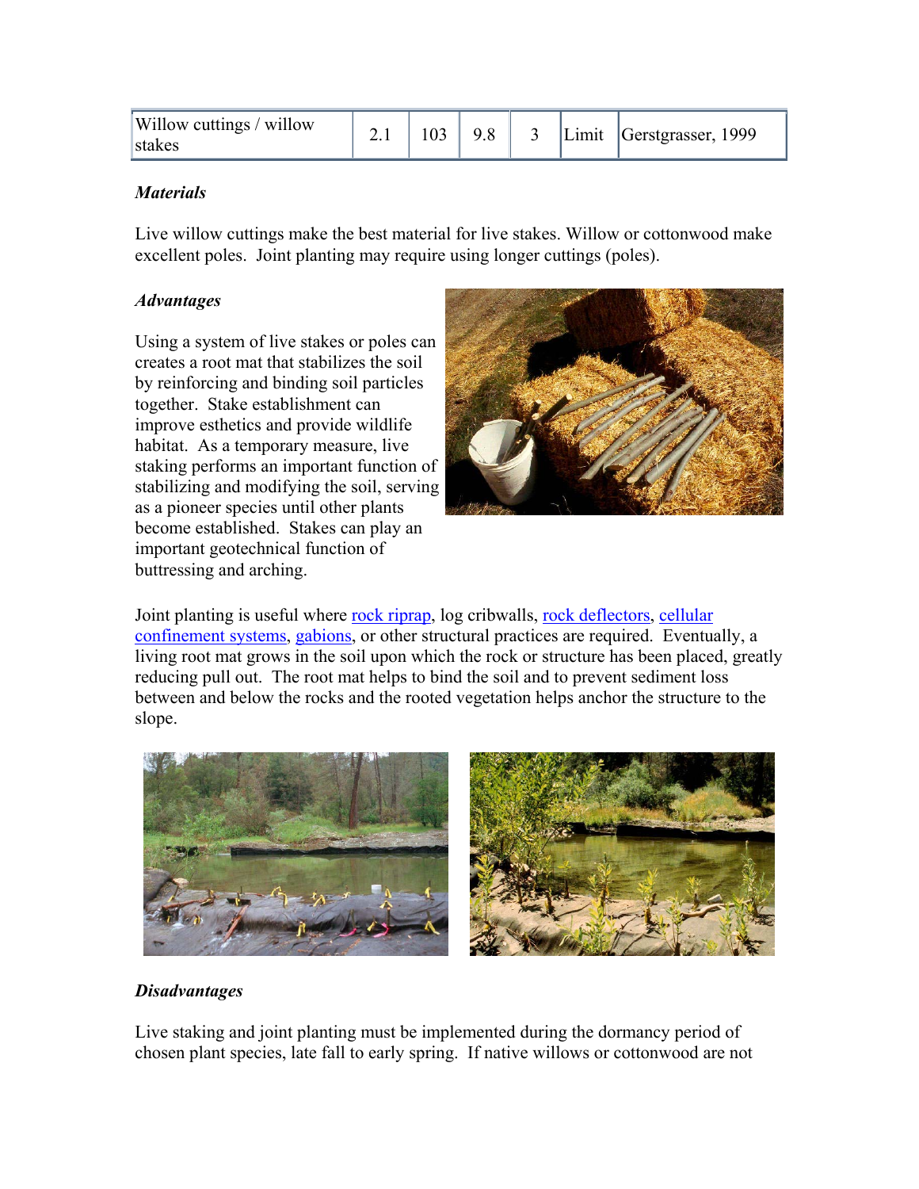| Willow cuttings / willow stakes | 2.1 | 103 | 9.8 | 3 | Limit | Gerstgrasser, 1999 |
|---|---|---|---|---|---|---|

***Materials***

Live willow cuttings make the best material for live stakes. Willow or cottonwood make excellent poles. Joint planting may require using longer cuttings (poles).

***Advantages***

Using a system of live stakes or poles can creates a root mat that stabilizes the soil by reinforcing and binding soil particles together. Stake establishment can improve esthetics and provide wildlife habitat. As a temporary measure, live staking performs an important function of stabilizing and modifying the soil, serving as a pioneer species until other plants become established. Stakes can play an important geotechnical function of buttressing and arching.

Joint planting is useful where rock riprap, log cribwalls, rock deflectors, cellular confinement systems, gabions, or other structural practices are required. Eventually, a living root mat grows in the soil upon which the rock or structure has been placed, greatly reducing pull out. The root mat helps to bind the soil and to prevent sediment loss between and below the rocks and the rooted vegetation helps anchor the structure to the slope.

***Disadvantages***

Live staking and joint planting must be implemented during the dormancy period of chosen plant species, late fall to early spring. If native willows or cottonwood are not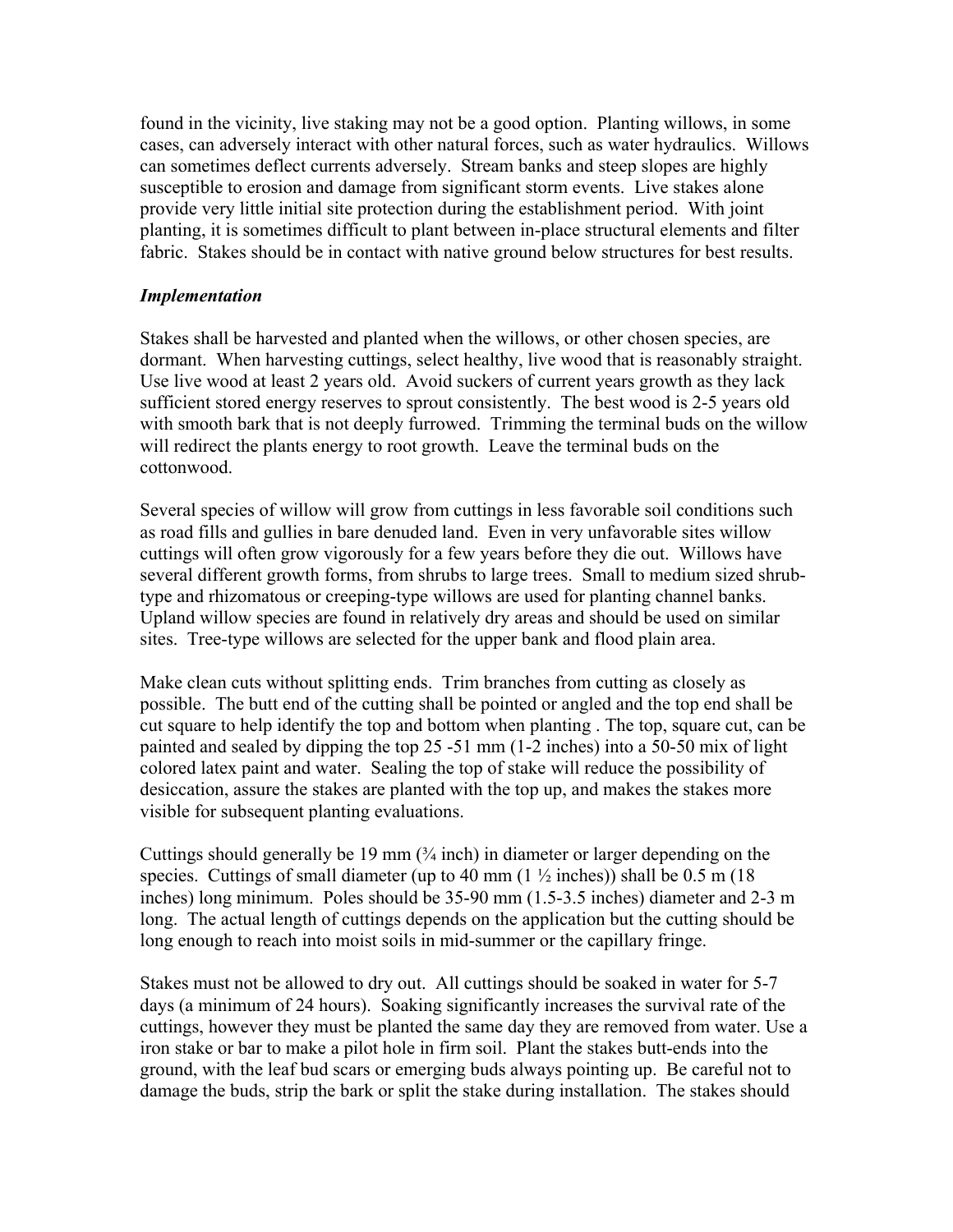found in the vicinity, live staking may not be a good option. Planting willows, in some cases, can adversely interact with other natural forces, such as water hydraulics. Willows can sometimes deflect currents adversely. Stream banks and steep slopes are highly susceptible to erosion and damage from significant storm events. Live stakes alone provide very little initial site protection during the establishment period. With joint planting, it is sometimes difficult to plant between in-place structural elements and filter fabric. Stakes should be in contact with native ground below structures for best results.

### *Implementation*

Stakes shall be harvested and planted when the willows, or other chosen species, are dormant. When harvesting cuttings, select healthy, live wood that is reasonably straight. Use live wood at least 2 years old. Avoid suckers of current years growth as they lack sufficient stored energy reserves to sprout consistently. The best wood is 2-5 years old with smooth bark that is not deeply furrowed. Trimming the terminal buds on the willow will redirect the plants energy to root growth. Leave the terminal buds on the cottonwood.

Several species of willow will grow from cuttings in less favorable soil conditions such as road fills and gullies in bare denuded land. Even in very unfavorable sites willow cuttings will often grow vigorously for a few years before they die out. Willows have several different growth forms, from shrubs to large trees. Small to medium sized shrub-type and rhizomatous or creeping-type willows are used for planting channel banks. Upland willow species are found in relatively dry areas and should be used on similar sites. Tree-type willows are selected for the upper bank and flood plain area.

Make clean cuts without splitting ends. Trim branches from cutting as closely as possible. The butt end of the cutting shall be pointed or angled and the top end shall be cut square to help identify the top and bottom when planting . The top, square cut, can be painted and sealed by dipping the top 25 -51 mm (1-2 inches) into a 50-50 mix of light colored latex paint and water. Sealing the top of stake will reduce the possibility of desiccation, assure the stakes are planted with the top up, and makes the stakes more visible for subsequent planting evaluations.

Cuttings should generally be 19 mm (¾ inch) in diameter or larger depending on the species. Cuttings of small diameter (up to 40 mm (1 ½ inches)) shall be 0.5 m (18 inches) long minimum. Poles should be 35-90 mm (1.5-3.5 inches) diameter and 2-3 m long. The actual length of cuttings depends on the application but the cutting should be long enough to reach into moist soils in mid-summer or the capillary fringe.

Stakes must not be allowed to dry out. All cuttings should be soaked in water for 5-7 days (a minimum of 24 hours). Soaking significantly increases the survival rate of the cuttings, however they must be planted the same day they are removed from water. Use a iron stake or bar to make a pilot hole in firm soil. Plant the stakes butt-ends into the ground, with the leaf bud scars or emerging buds always pointing up. Be careful not to damage the buds, strip the bark or split the stake during installation. The stakes should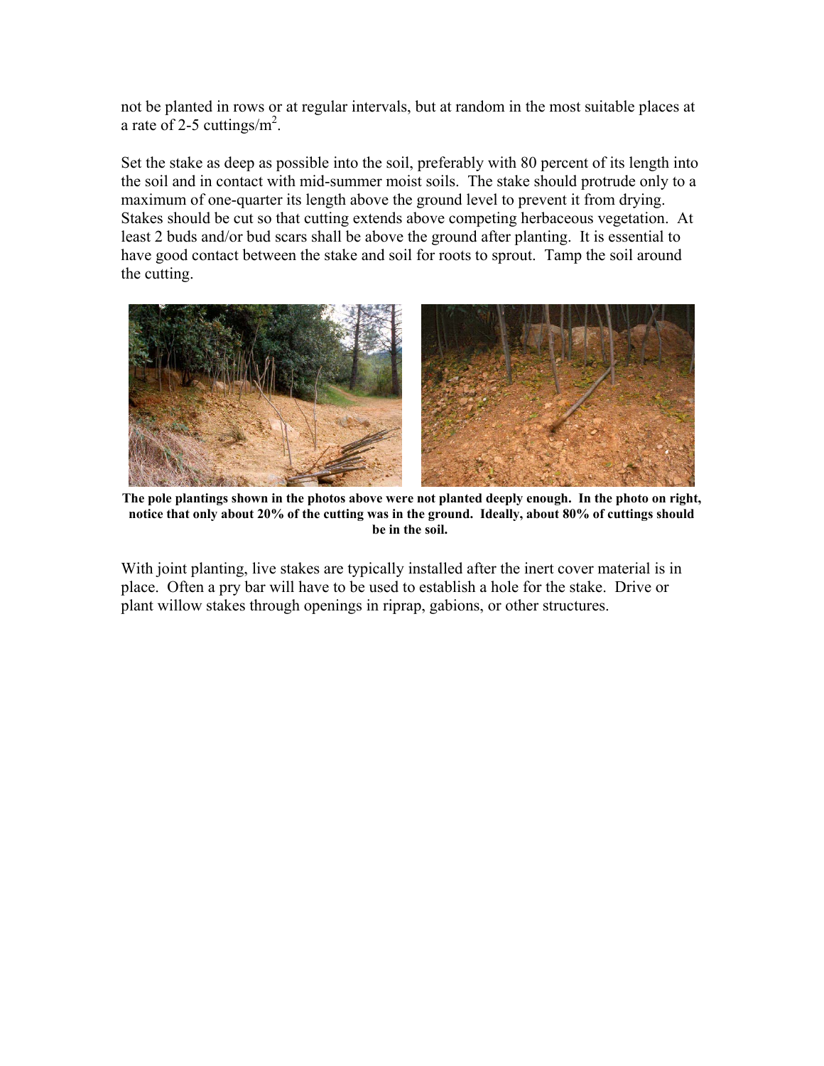not be planted in rows or at regular intervals, but at random in the most suitable places at a rate of 2-5 cuttings/$m^2$.

Set the stake as deep as possible into the soil, preferably with 80 percent of its length into the soil and in contact with mid-summer moist soils. The stake should protrude only to a maximum of one-quarter its length above the ground level to prevent it from drying. Stakes should be cut so that cutting extends above competing herbaceous vegetation. At least 2 buds and/or bud scars shall be above the ground after planting. It is essential to have good contact between the stake and soil for roots to sprout. Tamp the soil around the cutting.

**The pole plantings shown in the photos above were not planted deeply enough. In the photo on right, notice that only about 20% of the cutting was in the ground. Ideally, about 80% of cuttings should be in the soil.**

With joint planting, live stakes are typically installed after the inert cover material is in place. Often a pry bar will have to be used to establish a hole for the stake. Drive or plant willow stakes through openings in riprap, gabions, or other structures.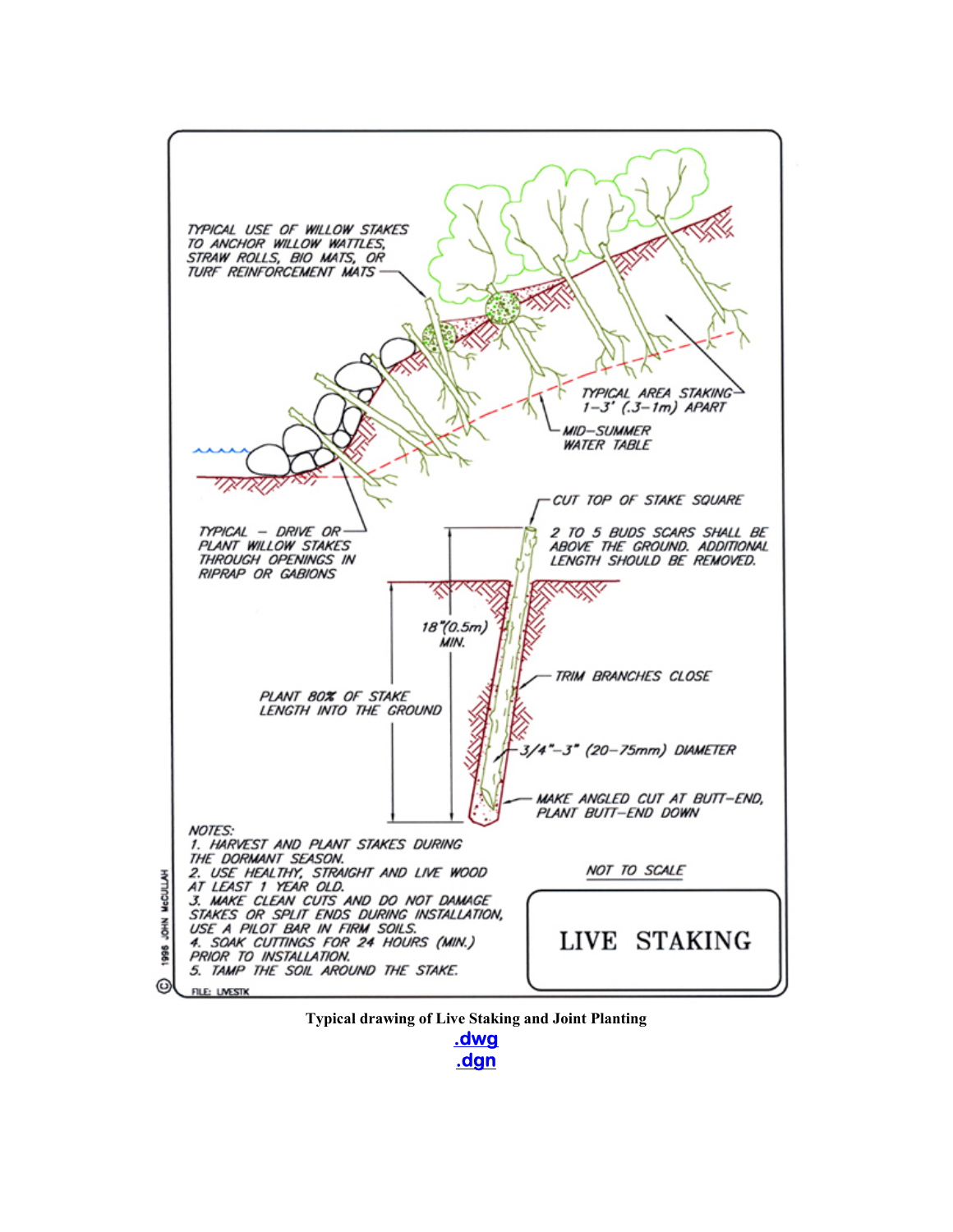TYPICAL USE OF WILLOW STAKES TO ANCHOR WILLOW WATTLES, STRAW ROLLS, BIO MATS, OR TURF REINFORCEMENT MATS

TYPICAL AREA STAKING 1–3' (.3–1m) APART

MID–SUMMER WATER TABLE

TYPICAL – DRIVE OR PLANT WILLOW STAKES THROUGH OPENINGS IN RIPRAP OR GABIONS

CUT TOP OF STAKE SQUARE

2 TO 5 BUDS SCARS SHALL BE ABOVE THE GROUND. ADDITIONAL LENGTH SHOULD BE REMOVED.

18"(0.5m) MIN.

PLANT 80% OF STAKE LENGTH INTO THE GROUND

TRIM BRANCHES CLOSE

3/4"–3" (20–75mm) DIAMETER

MAKE ANGLED CUT AT BUTT–END, PLANT BUTT–END DOWN

NOTES:

1. HARVEST AND PLANT STAKES DURING THE DORMANT SEASON.
2. USE HEALTHY, STRAIGHT AND LIVE WOOD AT LEAST 1 YEAR OLD.
3. MAKE CLEAN CUTS AND DO NOT DAMAGE STAKES OR SPLIT ENDS DURING INSTALLATION. USE A PILOT BAR IN FIRM SOILS.
4. SOAK CUTTINGS FOR 24 HOURS (MIN.) PRIOR TO INSTALLATION.
5. TAMP THE SOIL AROUND THE STAKE.

NOT TO SCALE

LIVE STAKING

© 1998 JOHN McCULLAH

FILE: LIVESTK

**Typical drawing of Live Staking and Joint Planting**

.dwg

.dgn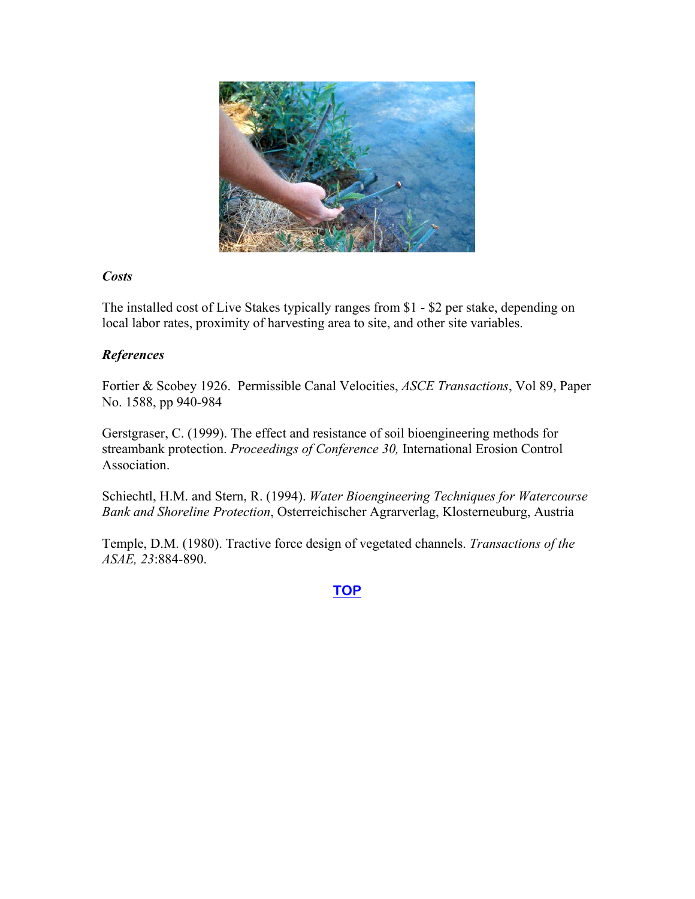### *Costs*

The installed cost of Live Stakes typically ranges from $1 - $2 per stake, depending on local labor rates, proximity of harvesting area to site, and other site variables.

### *References*

Fortier & Scobey 1926. Permissible Canal Velocities, *ASCE Transactions*, Vol 89, Paper No. 1588, pp 940-984

Gerstgraser, C. (1999). The effect and resistance of soil bioengineering methods for streambank protection. *Proceedings of Conference 30,* International Erosion Control Association.

Schiechtl, H.M. and Stern, R. (1994). *Water Bioengineering Techniques for Watercourse Bank and Shoreline Protection*, Osterreichischer Agrarverlag, Klosterneuburg, Austria

Temple, D.M. (1980). Tractive force design of vegetated channels. *Transactions of the ASAE, 23*:884-890.

**TOP**